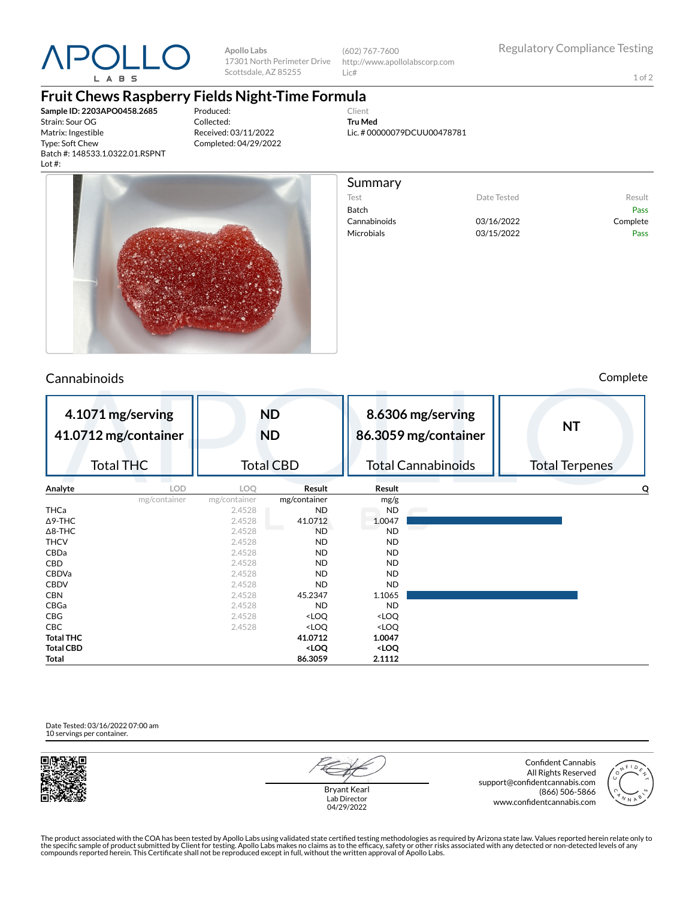**APOLLO LABS**

Apollo Labs
17301 North Perimeter Drive
Scottsdale, AZ 85255

(602) 767-7600
http://www.apollolabscorp.com
Lic#

Regulatory Compliance Testing

# Fruit Chews Raspberry Fields Night-Time Formula

**Sample ID: 2203APO0458.2685**
Strain: Sour OG
Matrix: Ingestible
Type: Soft Chew
Batch #: 148533.1.0322.01.RSPNT
Lot #:

Produced:
Collected:
Received: 03/11/2022
Completed: 04/29/2022

Client
**Tru Med**
Lic. # 00000079DCUU00478781

## Summary

| Test | Date Tested | Result |
|---|---|---|
| Batch | | Pass |
| Cannabinoids | 03/16/2022 | Complete |
| Microbials | 03/15/2022 | Pass |

## Cannabinoids

Complete

| 4.1071 mg/serving 41.0712 mg/container | ND ND | 8.6306 mg/serving 86.3059 mg/container | NT |
|---|---|---|---|
| Total THC | Total CBD | Total Cannabinoids | Total Terpenes |

| Analyte | LOD mg/container | LOQ mg/container | Result mg/container | Result mg/g | Q |
|---|---|---|---|---|---|
| THCa | | 2.4528 | ND | ND | |
| Δ9-THC | | 2.4528 | 41.0712 | 1.0047 | |
| Δ8-THC | | 2.4528 | ND | ND | |
| THCV | | 2.4528 | ND | ND | |
| CBDa | | 2.4528 | ND | ND | |
| CBD | | 2.4528 | ND | ND | |
| CBDVa | | 2.4528 | ND | ND | |
| CBDV | | 2.4528 | ND | ND | |
| CBN | | 2.4528 | 45.2347 | 1.1065 | |
| CBGa | | 2.4528 | ND | ND | |
| CBG | | 2.4528 | <LOQ | <LOQ | |
| CBC | | 2.4528 | <LOQ | <LOQ | |
| **Total THC** | | | **41.0712** | **1.0047** | |
| **Total CBD** | | | **<LOQ** | **<LOQ** | |
| **Total** | | | **86.3059** | **2.1112** | |

Date Tested: 03/16/2022 07:00 am
10 servings per container.

Bryant Kearl
Lab Director
04/29/2022

Confident Cannabis
All Rights Reserved
support@confidentcannabis.com
(866) 506-5866
www.confidentcannabis.com

The product associated with the COA has been tested by Apollo Labs using validated state certified testing methodologies as required by Arizona state law. Values reported herein relate only to the specific sample of product submitted by Client for testing. Apollo Labs makes no claims as to the efficacy, safety or other risks associated with any detected or non-detected levels of any compounds reported herein. This Certificate shall not be reproduced except in full, without the written approval of Apollo Labs.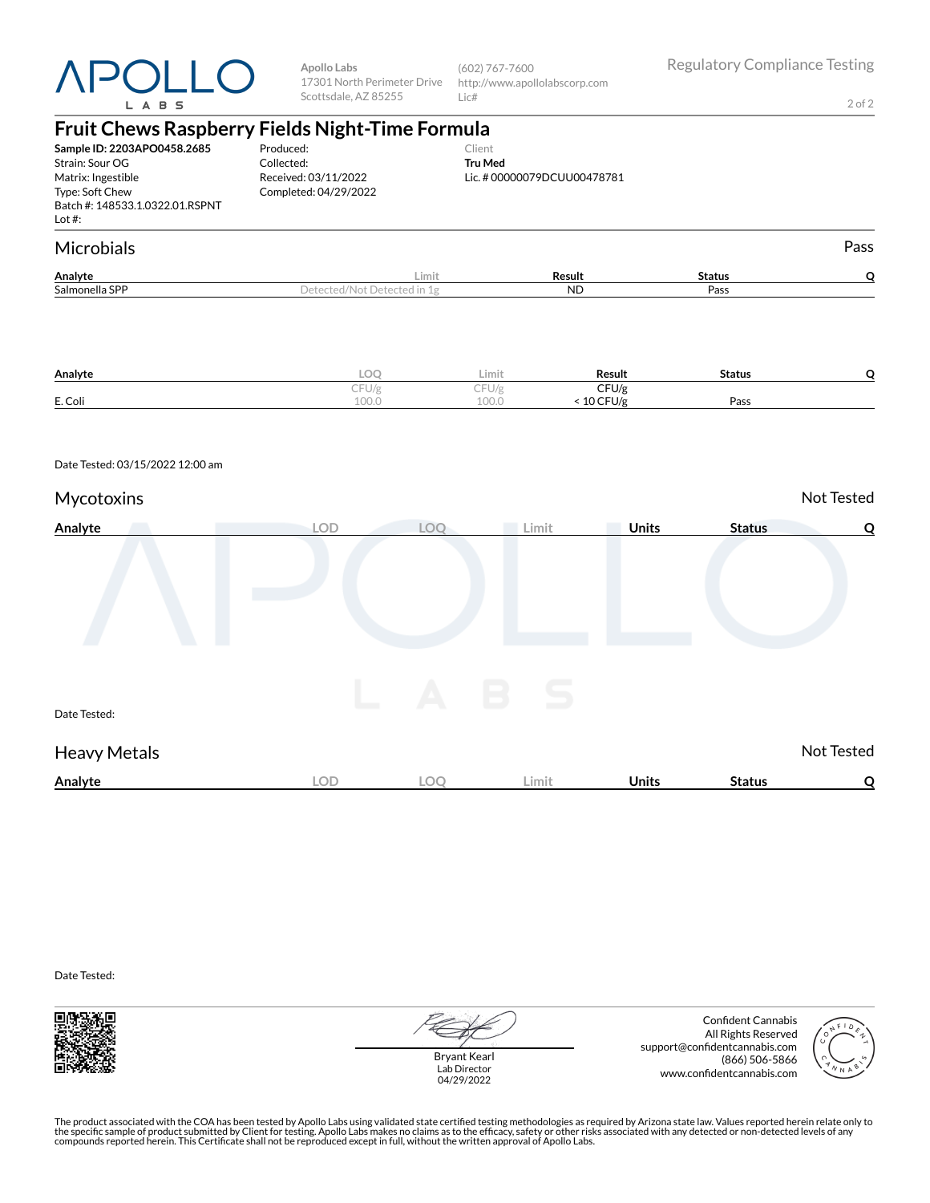APOLLO LABS

Apollo Labs
17301 North Perimeter Drive
Scottsdale, AZ 85255

(602) 767-7600
http://www.apollolabscorp.com
Lic#

Regulatory Compliance Testing

# Fruit Chews Raspberry Fields Night-Time Formula

**Sample ID: 2203APO0458.2685**
Strain: Sour OG
Matrix: Ingestible
Type: Soft Chew
Batch #: 148533.1.0322.01.RSPNT
Lot #:

Produced:
Collected:
Received: 03/11/2022
Completed: 04/29/2022

Client
**Tru Med**
Lic. # 00000079DCUU00478781

## Microbials

Pass

| Analyte | Limit | Result | Status | Q |
|---|---|---|---|---|
| Salmonella SPP | Detected/Not Detected in 1g | ND | Pass | |

| Analyte | LOQ | Limit | Result | Status | Q |
|---|---|---|---|---|---|
| | CFU/g | CFU/g | CFU/g | | |
| E. Coli | 100.0 | 100.0 | < 10 CFU/g | Pass | |

Date Tested: 03/15/2022 12:00 am

## Mycotoxins

Not Tested

| Analyte | LOD | LOQ | Limit | Units | Status | Q |
|---|---|---|---|---|---|---|

Date Tested:

## Heavy Metals

Not Tested

| Analyte | LOD | LOQ | Limit | Units | Status | Q |
|---|---|---|---|---|---|---|

Date Tested:

Bryant Kearl
Lab Director
04/29/2022

Confident Cannabis
All Rights Reserved
support@confidentcannabis.com
(866) 506-5866
www.confidentcannabis.com

The product associated with the COA has been tested by Apollo Labs using validated state certified testing methodologies as required by Arizona state law. Values reported herein relate only to the specific sample of product submitted by Client for testing. Apollo Labs makes no claims as to the efficacy, safety or other risks associated with any detected or non-detected levels of any compounds reported herein. This Certificate shall not be reproduced except in full, without the written approval of Apollo Labs.